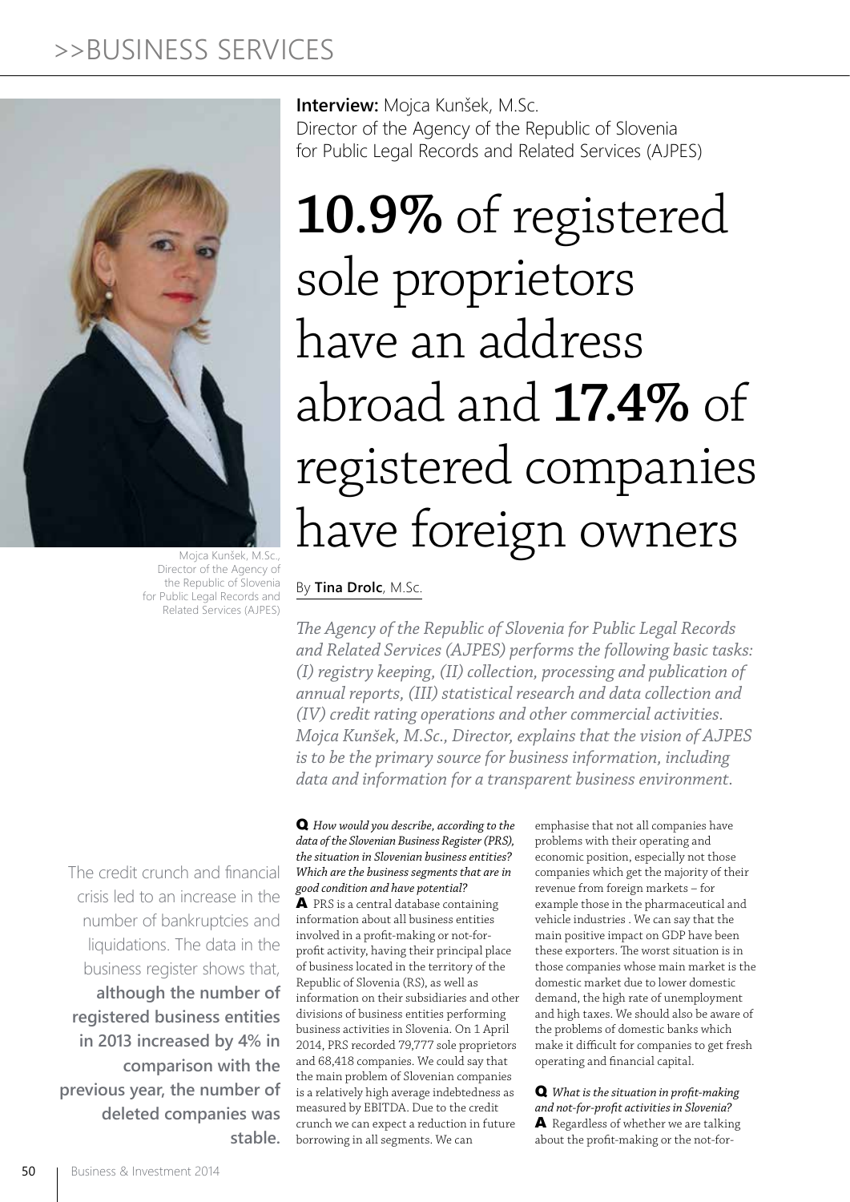**Interview:** Mojca Kunšek, M.Sc.
Director of the Agency of the Republic of Slovenia for Public Legal Records and Related Services (AJPES)

# **10.9%** of registered sole proprietors have an address abroad and **17.4%** of registered companies have foreign owners

Mojca Kunšek, M.Sc., Director of the Agency of the Republic of Slovenia for Public Legal Records and Related Services (AJPES)

By **Tina Drolc**, M.Sc.

*The Agency of the Republic of Slovenia for Public Legal Records and Related Services (AJPES) performs the following basic tasks: (I) registry keeping, (II) collection, processing and publication of annual reports, (III) statistical research and data collection and (IV) credit rating operations and other commercial activities. Mojca Kunšek, M.Sc., Director, explains that the vision of AJPES is to be the primary source for business information, including data and information for a transparent business environment.*

The credit crunch and financial crisis led to an increase in the number of bankruptcies and liquidations. The data in the business register shows that, **although the number of registered business entities in 2013 increased by 4% in comparison with the previous year, the number of deleted companies was stable.**

**Q** *How would you describe, according to the data of the Slovenian Business Register (PRS), the situation in Slovenian business entities? Which are the business segments that are in good condition and have potential?*

**A** PRS is a central database containing information about all business entities involved in a profit-making or not-for-profit activity, having their principal place of business located in the territory of the Republic of Slovenia (RS), as well as information on their subsidiaries and other divisions of business entities performing business activities in Slovenia. On 1 April 2014, PRS recorded 79,777 sole proprietors and 68,418 companies. We could say that the main problem of Slovenian companies is a relatively high average indebtedness as measured by EBITDA. Due to the credit crunch we can expect a reduction in future borrowing in all segments. We can emphasise that not all companies have problems with their operating and economic position, especially not those companies which get the majority of their revenue from foreign markets – for example those in the pharmaceutical and vehicle industries . We can say that the main positive impact on GDP have been these exporters. The worst situation is in those companies whose main market is the domestic market due to lower domestic demand, the high rate of unemployment and high taxes. We should also be aware of the problems of domestic banks which make it difficult for companies to get fresh operating and financial capital.

**Q** *What is the situation in profit-making and not-for-profit activities in Slovenia?*

**A** Regardless of whether we are talking about the profit-making or the not-for-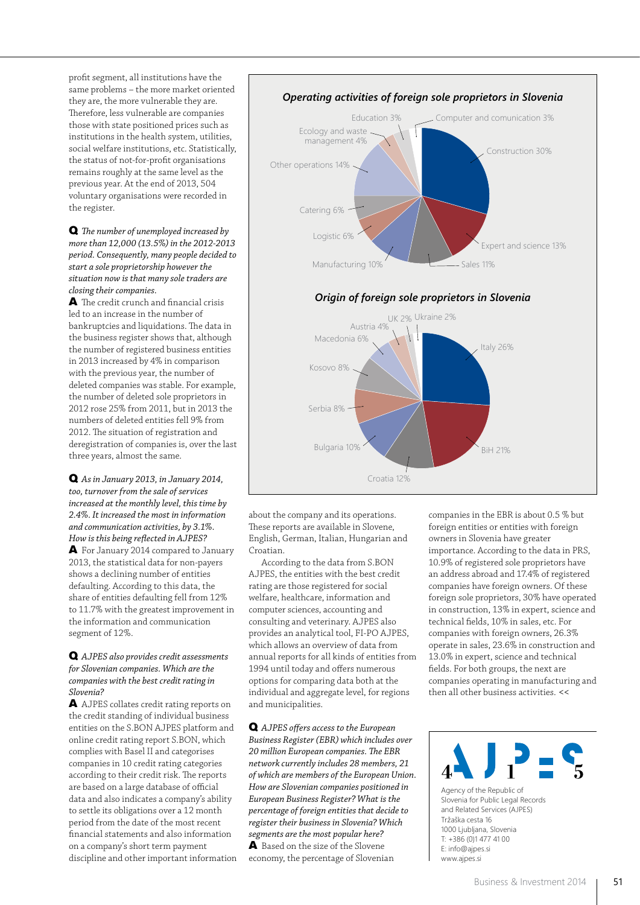profit segment, all institutions have the same problems – the more market oriented they are, the more vulnerable they are. Therefore, less vulnerable are companies those with state positioned prices such as institutions in the health system, utilities, social welfare institutions, etc. Statistically, the status of not-for-profit organisations remains roughly at the same level as the previous year. At the end of 2013, 504 voluntary organisations were recorded in the register.

**Q** *The number of unemployed increased by more than 12,000 (13.5%) in the 2012-2013 period. Consequently, many people decided to start a sole proprietorship however the situation now is that many sole traders are closing their companies.*

**A** The credit crunch and financial crisis led to an increase in the number of bankruptcies and liquidations. The data in the business register shows that, although the number of registered business entities in 2013 increased by 4% in comparison with the previous year, the number of deleted companies was stable. For example, the number of deleted sole proprietors in 2012 rose 25% from 2011, but in 2013 the numbers of deleted entities fell 9% from 2012. The situation of registration and deregistration of companies is, over the last three years, almost the same.

**Q** *As in January 2013, in January 2014, too, turnover from the sale of services increased at the monthly level, this time by 2.4%. It increased the most in information and communication activities, by 3.1%. How is this being reflected in AJPES?*

**A** For January 2014 compared to January 2013, the statistical data for non-payers shows a declining number of entities defaulting. According to this data, the share of entities defaulting fell from 12% to 11.7% with the greatest improvement in the information and communication segment of 12%.

**Q** *AJPES also provides credit assessments for Slovenian companies. Which are the companies with the best credit rating in Slovenia?*

**A** AJPES collates credit rating reports on the credit standing of individual business entities on the S.BON AJPES platform and online credit rating report S.BON, which complies with Basel II and categorises companies in 10 credit rating categories according to their credit risk. The reports are based on a large database of official data and also indicates a company's ability to settle its obligations over a 12 month period from the date of the most recent financial statements and also information on a company's short term payment discipline and other important information about the company and its operations. These reports are available in Slovene, English, German, Italian, Hungarian and Croatian.

According to the data from S.BON AJPES, the entities with the best credit rating are those registered for social welfare, healthcare, information and computer sciences, accounting and consulting and veterinary. AJPES also provides an analytical tool, FI-PO AJPES, which allows an overview of data from annual reports for all kinds of entities from 1994 until today and offers numerous options for comparing data both at the individual and aggregate level, for regions and municipalities.

*Operating activities of foreign sole proprietors in Slovenia*

Education 3%
Computer and comunication 3%
Ecology and waste management 4%
Construction 30%
Other operations 14%
Catering 6%
Logistic 6%
Expert and science 13%
Manufacturing 10%
Sales 11%

*Origin of foreign sole proprietors in Slovenia*

UK 2%
Ukraine 2%
Austria 4%
Macedonia 6%
Italy 26%
Kosovo 8%
Serbia 8%
Bulgaria 10%
BiH 21%
Croatia 12%

**Q** *AJPES offers access to the European Business Register (EBR) which includes over 20 million European companies. The EBR network currently includes 28 members, 21 of which are members of the European Union. How are Slovenian companies positioned in European Business Register? What is the percentage of foreign entities that decide to register their business in Slovenia? Which segments are the most popular here?*

**A** Based on the size of the Slovene economy, the percentage of Slovenian companies in the EBR is about 0.5 % but foreign entities or entities with foreign owners in Slovenia have greater importance. According to the data in PRS, 10.9% of registered sole proprietors have an address abroad and 17.4% of registered companies have foreign owners. Of these foreign sole proprietors, 30% have operated in construction, 13% in expert, science and technical fields, 10% in sales, etc. For companies with foreign owners, 26.3% operate in sales, 23.6% in construction and 13.0% in expert, science and technical fields. For both groups, the next are companies operating in manufacturing and then all other business activities. <<

AJPES

Agency of the Republic of Slovenia for Public Legal Records and Related Services (AJPES)
Tržaška cesta 16
1000 Ljubljana, Slovenia
T: +386 (0)1 477 41 00
E: info@ajpes.si
www.ajpes.si